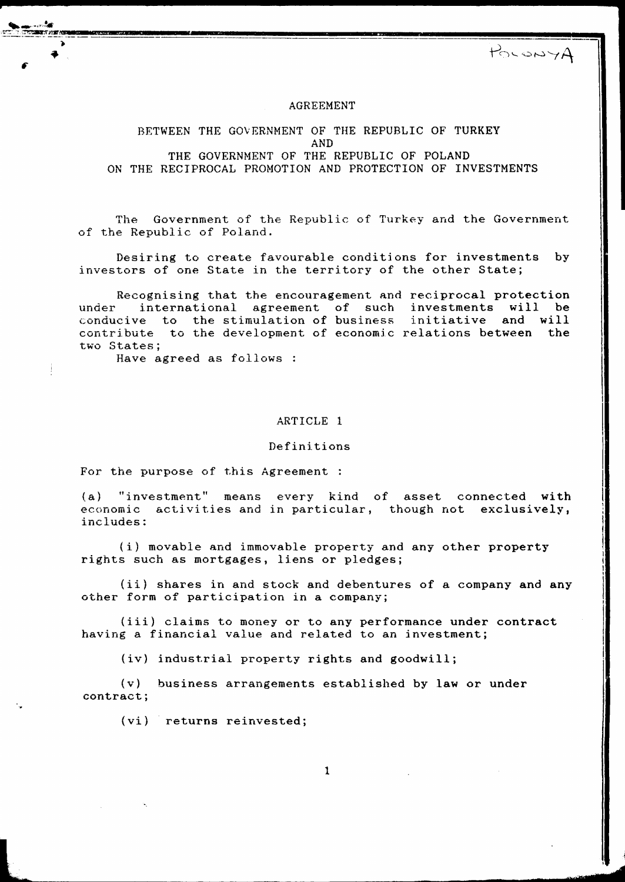POLONYA

# AGREEMENT

## BETWEEN THE GOVERNMENT OF THE REPUBLIC OF TURKEY AND THE GOVERNMENT OF THE REPUBLIC OF POLAND ON THE RECIPROCAL PROMOTION AND PROTECTION OF INVESTMENTS

The Government of the Republic of Turkey and the Government of the Republic of Poland.

Desiring to create favourable conditions for investments by investors of one State in the territory of the other State;

Recognising that the encouragement and reciprocal protection under international agreement of such investments will be conducive to the stimulation of business initiative and will contribute to the development of economic relations between the two States;

Have agreed as follows :

## ARTICLE 1

### Definitions

For the purpose of this Agreement :

(a) "investment" means every kind of asset connected with economic activities and in particular, though not exclusively, includes:

(i) movable and immovable property and any other property rights such as mortgages, liens or pledges;

(ii) shares in and stock and debentures of a company and any other form of participation in a company;

(iii) claims to money or to any performance under contract having a financial value and related to an investment;

(iv) industrial property rights and goodwill;

(v) business arrangements established by law or under contract;

(vi) returns reinvested;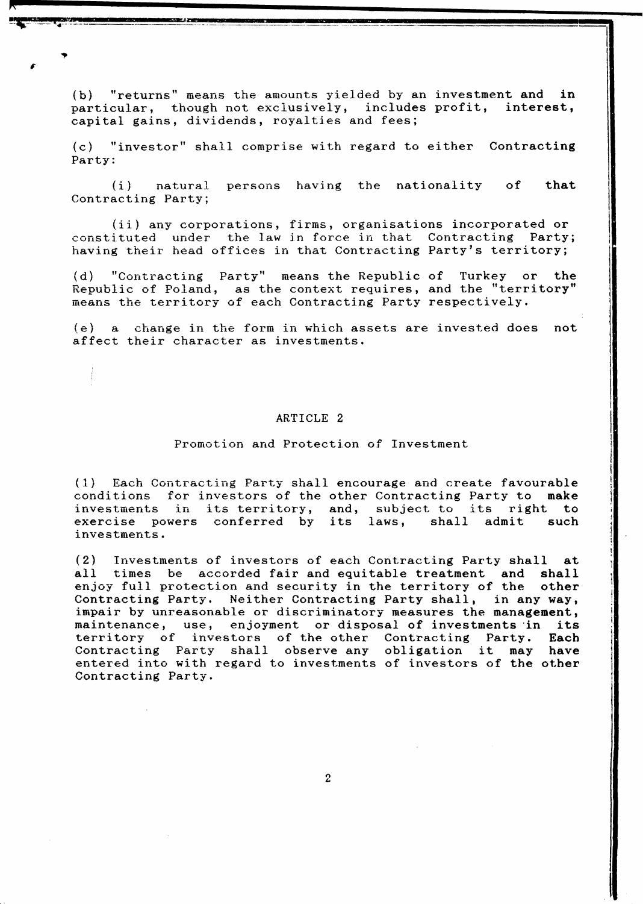(b) "returns" means the amounts yielded by an investment and in particular, though not exclusively, includes profit, interest, capital gains, dividends, royalties and fees;

(c) "investor" shall comprise with regard to either Contracting Party:

(i) natural persons having the nationality of that Contracting Party;

(ii) any corporations, firms, organisations incorporated or constituted under the law in force in that Contracting Party; having their head offices in that Contracting Party's territory;

(d) "Contracting Party" means the Republic of Turkey or the Republic of Poland, as the context requires, and the "territory" means the territory of each Contracting Party respectively.

(e) a change in the form in which assets are invested does not affect their character as investments.

## ARTICLE 2

### Promotion and Protection of Investment

(1) Each Contracting Party shall encourage and create favourable conditions for investors of the other Contracting Party to make investments in its territory, and, subject to its right to exercise powers conferred by its laws, shall admit such investments.

(2) Investments of investors of each Contracting Party shall at all times be accorded fair and equitable treatment and shall enjoy full protection and security in the territory of the other Contracting Party. Neither Contracting Party shall, in any way, impair by unreasonable or discriminatory measures the management, maintenance, use, enjoyment or disposal of investments in its territory of investors of the other Contracting Party. Each Contracting Party shall observe any obligation it may have entered into with regard to investments of investors of the other Contracting Party.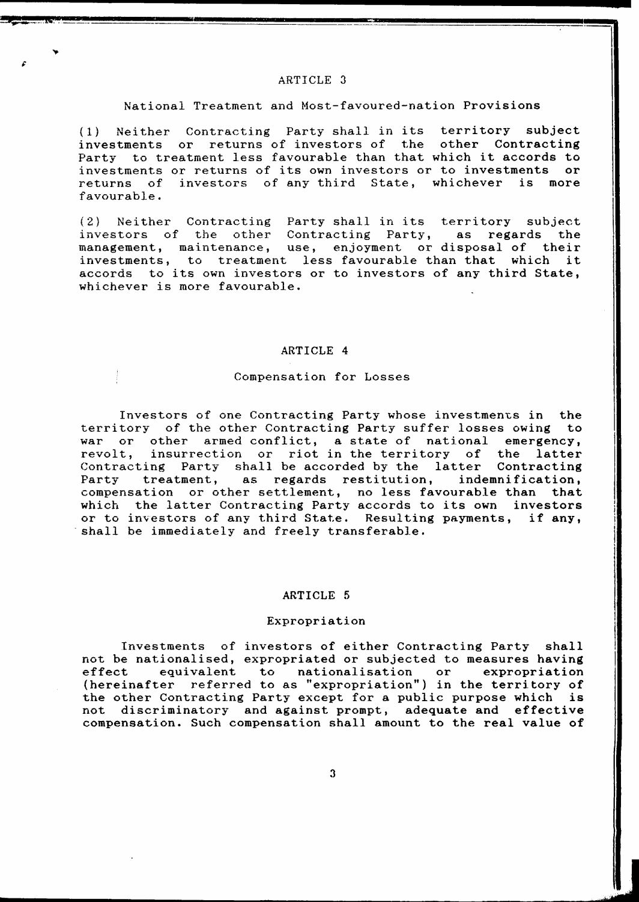## ARTICLE 3

### National Treatment and Most-favoured-nation Provisions

(1) Neither Contracting Party shall in its territory subject investments or returns of investors of the other Contracting Party to treatment less favourable than that which it accords to investments or returns of its own investors or to investments or returns of investors of any third State, whichever is more favourable.

(2) Neither Contracting Party shall in its territory subject investors of the other Contracting Party, as regards the management, maintenance, use, enjoyment or disposal of their investments, to treatment less favourable than that which it accords to its own investors or to investors of any third State, whichever is more favourable.

## ARTICLE 4

### Compensation for Losses

Investors of one Contracting Party whose investments in the territory of the other Contracting Party suffer losses owing to war or other armed conflict, a state of national emergency, revolt, insurrection or riot in the territory of the latter Contracting Party shall be accorded by the latter Contracting Party treatment, as regards restitution, indemnification, compensation or other settlement, no less favourable than that which the latter Contracting Party accords to its own investors or to investors of any third State. Resulting payments, if any, shall be immediately and freely transferable.

## ARTICLE 5

### Expropriation

Investments of investors of either Contracting Party shall not be nationalised, expropriated or subjected to measures having effect equivalent to nationalisation or expropriation (hereinafter referred to as "expropriation") in the territory of the other Contracting Party except for a public purpose which is not discriminatory and against prompt, adequate and effective compensation. Such compensation shall amount to the real value of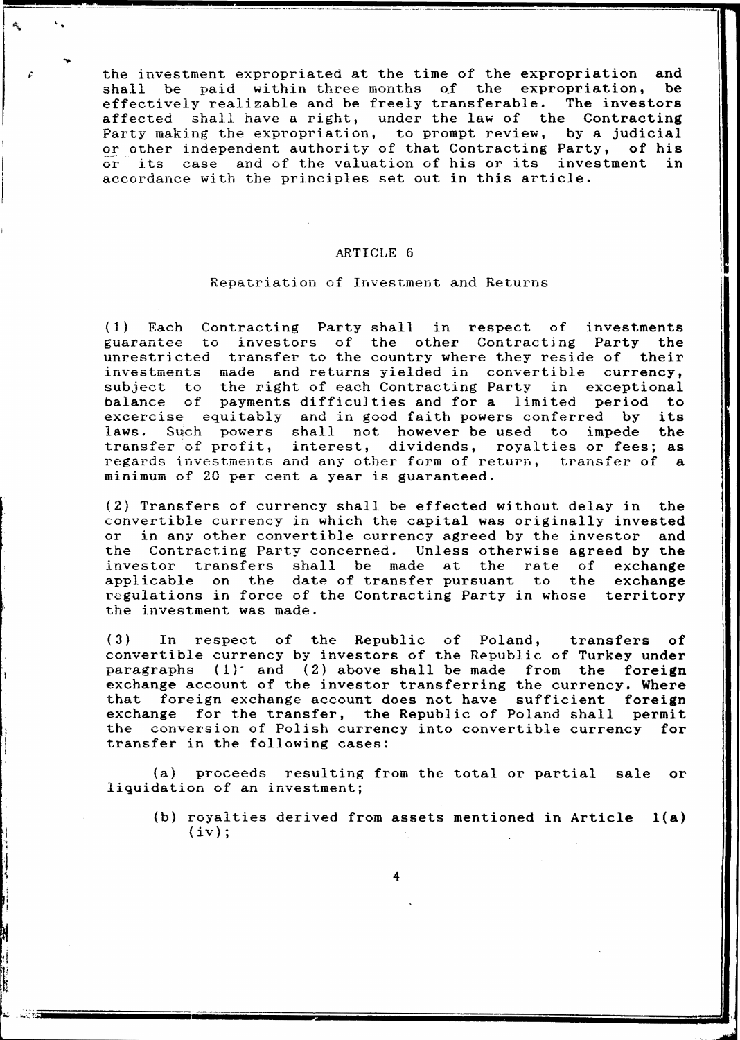the investment expropriated at the time of the expropriation and shall be paid within three months of the expropriation, be effectively realizable and be freely transferable. The investors affected shall have a right, under the law of the Contracting Party making the expropriation, to prompt review, by a judicial or other independent authority of that Contracting Party, of his or its case and of the valuation of his or its investment in accordance with the principles set out in this article.

## ARTICLE 6

### Repatriation of Investment and Returns

(1) Each Contracting Party shall in respect of investments guarantee to investors of the other Contracting Party the unrestricted transfer to the country where they reside of their investments made and returns yielded in convertible currency, subject to the right of each Contracting Party in exceptional balance of payments difficulties and for a limited period to excercise equitably and in good faith powers conferred by its laws. Such powers shall not however be used to impede the transfer of profit, interest, dividends, royalties or fees; as regards investments and any other form of return, transfer of a minimum of 20 per cent a year is guaranteed.

(2) Transfers of currency shall be effected without delay in the convertible currency in which the capital was originally invested or in any other convertible currency agreed by the investor and the Contracting Party concerned. Unless otherwise agreed by the investor transfers shall be made at the rate of exchange applicable on the date of transfer pursuant to the exchange regulations in force of the Contracting Party in whose territory the investment was made.

(3) In respect of the Republic of Poland, transfers of convertible currency by investors of the Republic of Turkey under paragraphs (1) and (2) above shall be made from the foreign exchange account of the investor transferring the currency. Where that foreign exchange account does not have sufficient foreign exchange for the transfer, the Republic of Poland shall permit the conversion of Polish currency into convertible currency for transfer in the following cases:

(a) proceeds resulting from the total or partial sale or liquidation of an investment;

(b) royalties derived from assets mentioned in Article 1(a)(iv);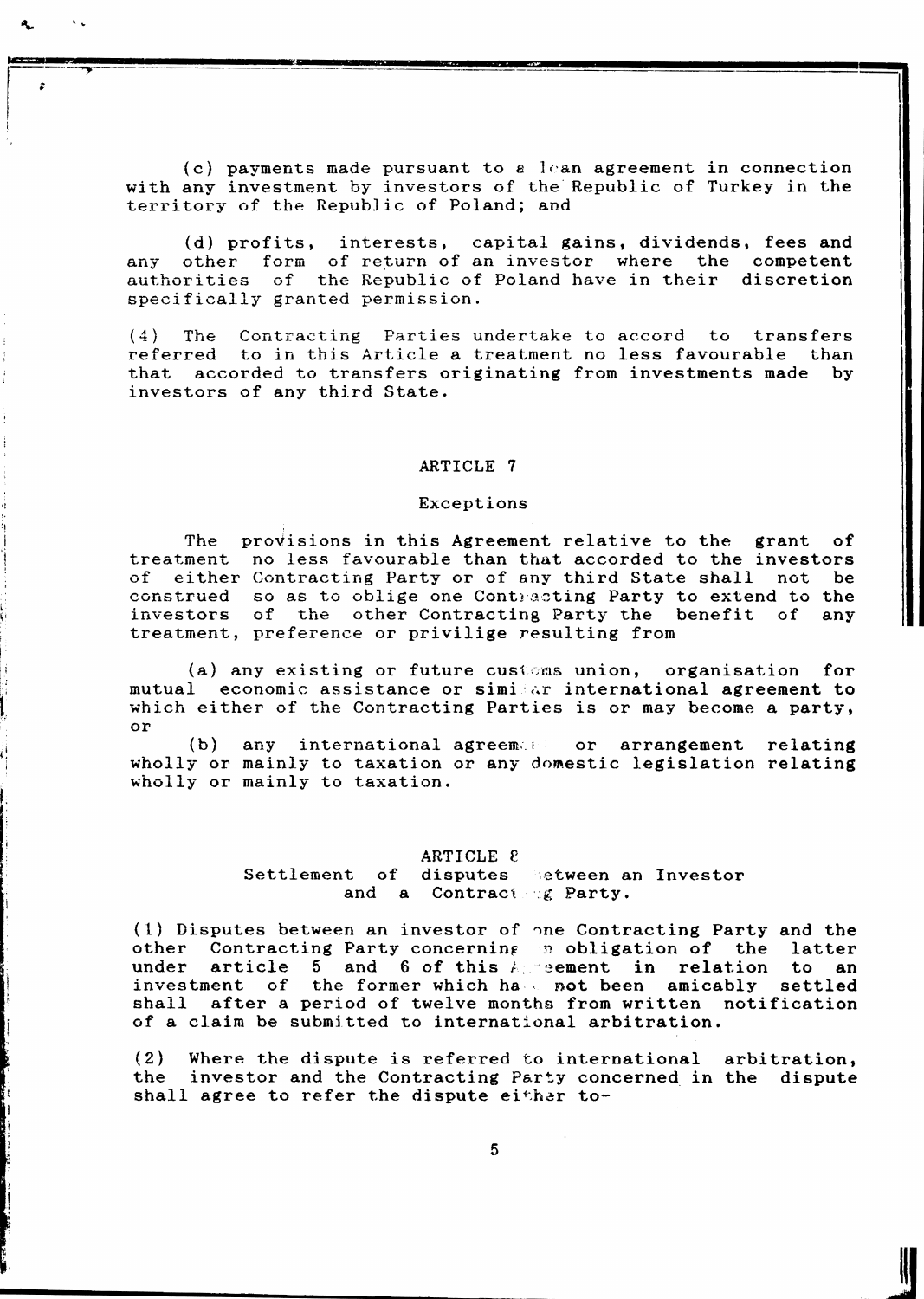(c) payments made pursuant to a loan agreement in connection with any investment by investors of the Republic of Turkey in the territory of the Republic of Poland; and

(d) profits, interests, capital gains, dividends, fees and any other form of return of an investor where the competent authorities of the Republic of Poland have in their discretion specifically granted permission.

(4) The Contracting Parties undertake to accord to transfers referred to in this Article a treatment no less favourable than that accorded to transfers originating from investments made by investors of any third State.

## ARTICLE 7

### Exceptions

The provisions in this Agreement relative to the grant of treatment no less favourable than that accorded to the investors of either Contracting Party or of any third State shall not be construed so as to oblige one Contracting Party to extend to the investors of the other Contracting Party the benefit of any treatment, preference or privilige resulting from

(a) any existing or future customs union, organisation for mutual economic assistance or similar international agreement to which either of the Contracting Parties is or may become a party, or

(b) any international agreement or arrangement relating wholly or mainly to taxation or any domestic legislation relating wholly or mainly to taxation.

## ARTICLE 8

### Settlement of disputes between an Investor and a Contracting Party.

(1) Disputes between an investor of one Contracting Party and the other Contracting Party concerning an obligation of the latter under article 5 and 6 of this Agreement in relation to an investment of the former which has not been amicably settled shall after a period of twelve months from written notification of a claim be submitted to international arbitration.

(2) Where the dispute is referred to international arbitration, the investor and the Contracting Party concerned in the dispute shall agree to refer the dispute either to-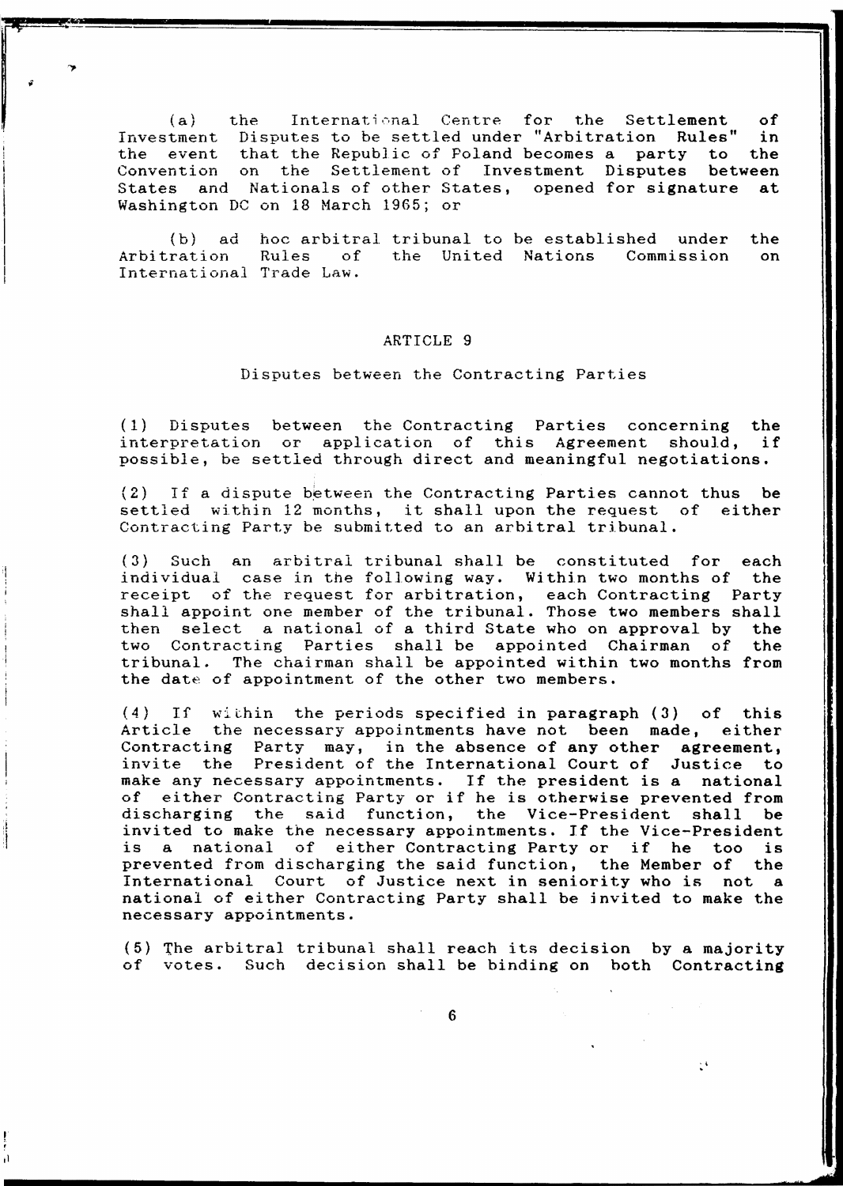(a) the International Centre for the Settlement of Investment Disputes to be settled under "Arbitration Rules" in the event that the Republic of Poland becomes a party to the Convention on the Settlement of Investment Disputes between States and Nationals of other States, opened for signature at Washington DC on 18 March 1965; or

(b) ad hoc arbitral tribunal to be established under the Arbitration Rules of the United Nations Commission on International Trade Law.

## ARTICLE 9

### Disputes between the Contracting Parties

(1) Disputes between the Contracting Parties concerning the interpretation or application of this Agreement should, if possible, be settled through direct and meaningful negotiations.

(2) If a dispute between the Contracting Parties cannot thus be settled within 12 months, it shall upon the request of either Contracting Party be submitted to an arbitral tribunal.

(3) Such an arbitral tribunal shall be constituted for each individual case in the following way. Within two months of the receipt of the request for arbitration, each Contracting Party shall appoint one member of the tribunal. Those two members shall then select a national of a third State who on approval by the two Contracting Parties shall be appointed Chairman of the tribunal. The chairman shall be appointed within two months from the date of appointment of the other two members.

(4) If within the periods specified in paragraph (3) of this Article the necessary appointments have not been made, either Contracting Party may, in the absence of any other agreement, invite the President of the International Court of Justice to make any necessary appointments. If the president is a national of either Contracting Party or if he is otherwise prevented from discharging the said function, the Vice-President shall be invited to make the necessary appointments. If the Vice-President is a national of either Contracting Party or if he too is prevented from discharging the said function, the Member of the International Court of Justice next in seniority who is not a national of either Contracting Party shall be invited to make the necessary appointments.

(5) The arbitral tribunal shall reach its decision by a majority of votes. Such decision shall be binding on both Contracting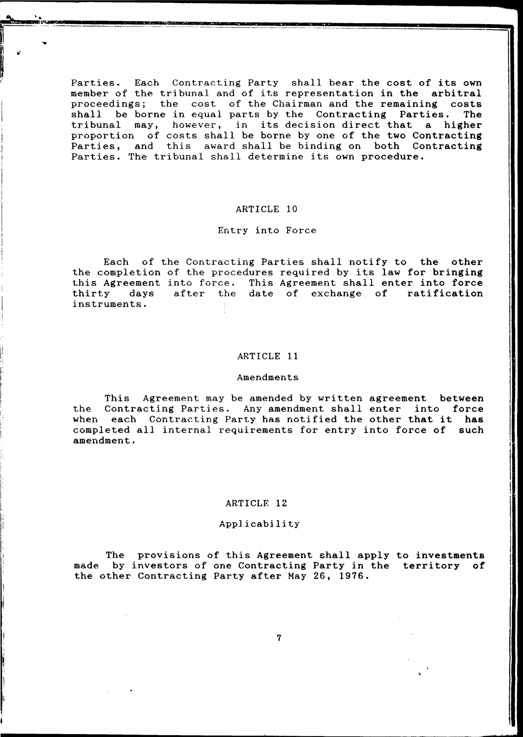Parties. Each Contracting Party shall bear the cost of its own member of the tribunal and of its representation in the arbitral proceedings; the cost of the Chairman and the remaining costs shall be borne in equal parts by the Contracting Parties. The tribunal may, however, in its decision direct that a higher proportion of costs shall be borne by one of the two Contracting Parties, and this award shall be binding on both Contracting Parties. The tribunal shall determine its own procedure.

## ARTICLE 10

### Entry into Force

Each of the Contracting Parties shall notify to the other the completion of the procedures required by its law for bringing this Agreement into force. This Agreement shall enter into force thirty days after the date of exchange of ratification instruments.

## ARTICLE 11

### Amendments

This Agreement may be amended by written agreement between the Contracting Parties. Any amendment shall enter into force when each Contracting Party has notified the other that it has completed all internal requirements for entry into force of such amendment.

## ARTICLE 12

### Applicability

The provisions of this Agreement shall apply to investments made by investors of one Contracting Party in the territory of the other Contracting Party after May 26, 1976.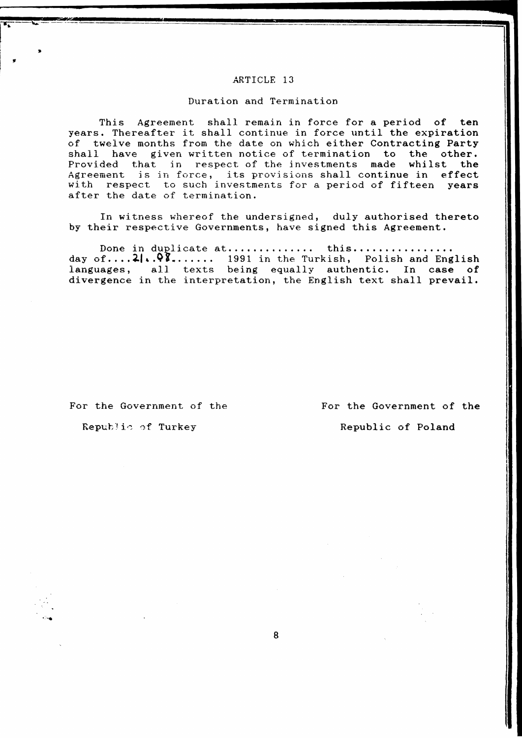ARTICLE 13

Duration and Termination

This Agreement shall remain in force for a period of ten years. Thereafter it shall continue in force until the expiration of twelve months from the date on which either Contracting Party shall have given written notice of termination to the other. Provided that in respect of the investments made whilst the Agreement is in force, its provisions shall continue in effect with respect to such investments for a period of fifteen years after the date of termination.

In witness whereof the undersigned, duly authorised thereto by their respective Governments, have signed this Agreement.

Done in duplicate at............. this................ day of....21..08....... 1991 in the Turkish, Polish and English languages, all texts being equally authentic. In case of divergence in the interpretation, the English text shall prevail.

| | |
|---|---|
| For the Government of the Republic of Turkey | For the Government of the Republic of Poland |